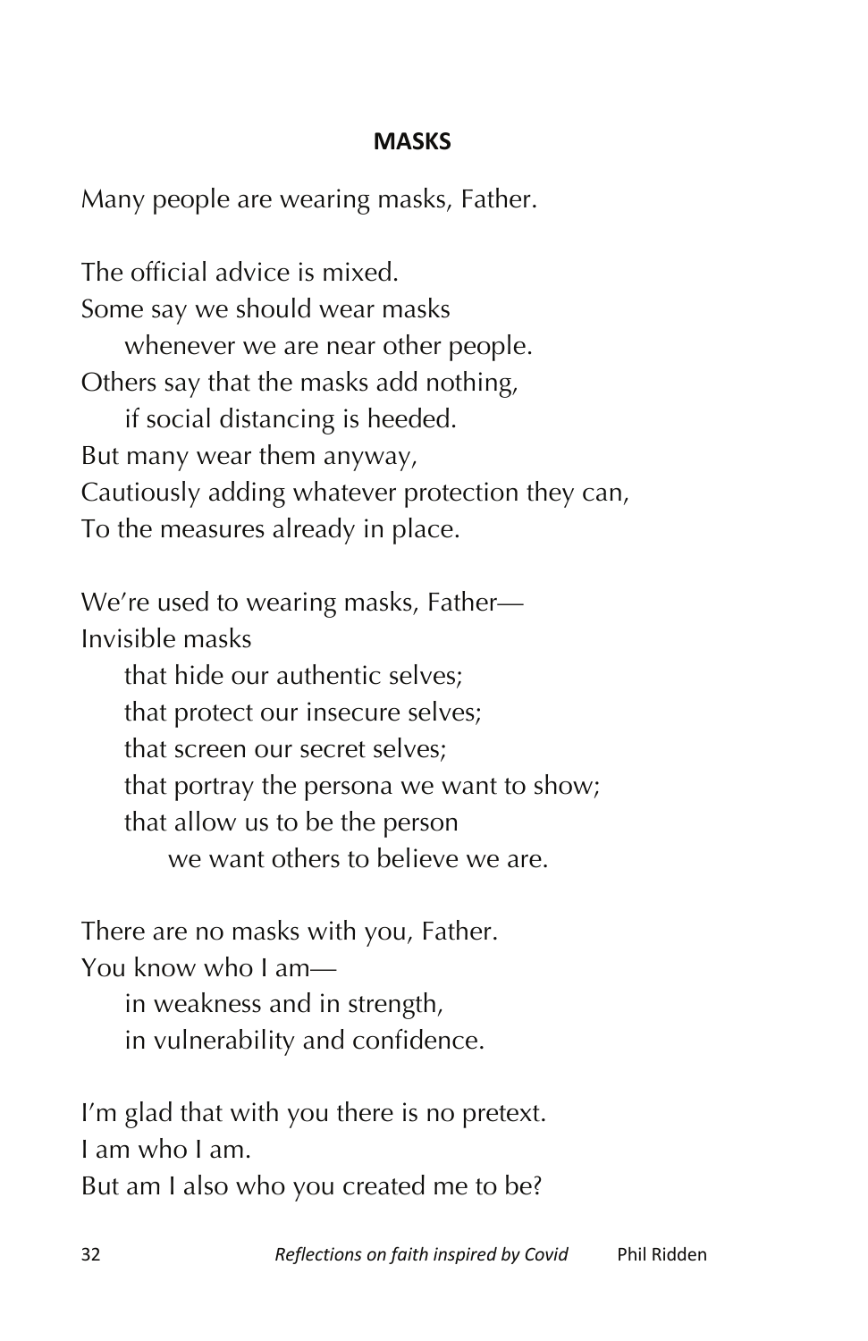## MASKS

Many people are wearing masks, Father.

The official advice is mixed.
Some say we should wear masks
    whenever we are near other people.
Others say that the masks add nothing,
    if social distancing is heeded.
But many wear them anyway,
Cautiously adding whatever protection they can,
To the measures already in place.

We're used to wearing masks, Father—
Invisible masks
    that hide our authentic selves;
    that protect our insecure selves;
    that screen our secret selves;
    that portray the persona we want to show;
    that allow us to be the person
        we want others to believe we are.

There are no masks with you, Father.
You know who I am—
    in weakness and in strength,
    in vulnerability and confidence.

I'm glad that with you there is no pretext.
I am who I am.
But am I also who you created me to be?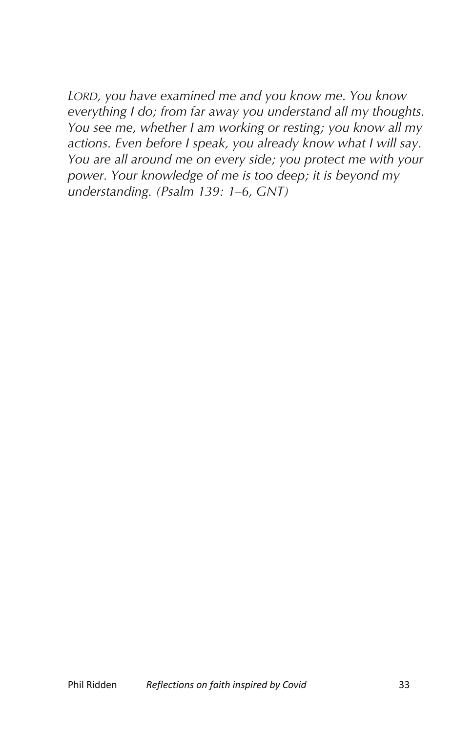*LORD, you have examined me and you know me. You know everything I do; from far away you understand all my thoughts. You see me, whether I am working or resting; you know all my actions. Even before I speak, you already know what I will say. You are all around me on every side; you protect me with your power. Your knowledge of me is too deep; it is beyond my understanding. (Psalm 139: 1–6, GNT)*